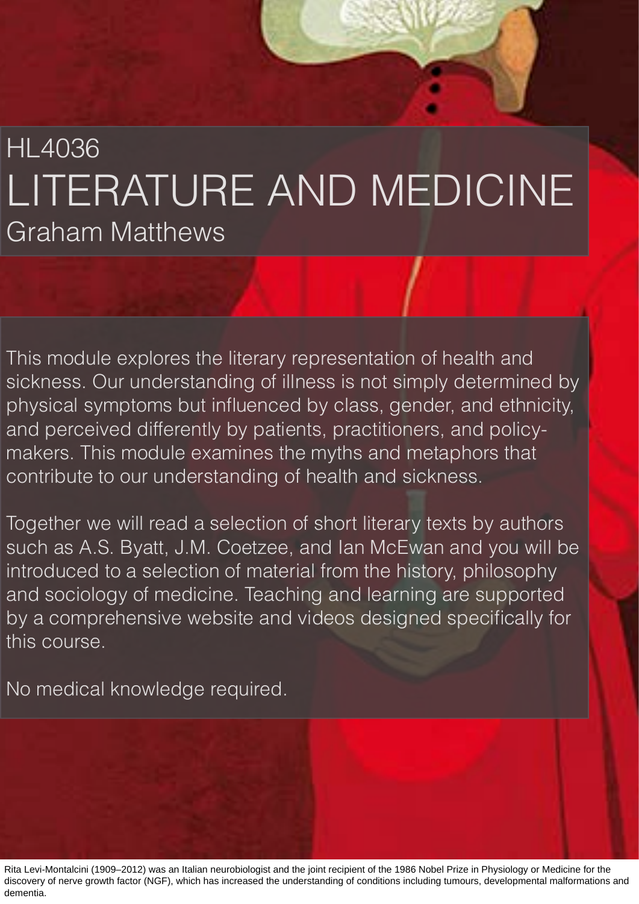HL4036

# LITERATURE AND MEDICINE

Graham Matthews

This module explores the literary representation of health and sickness. Our understanding of illness is not simply determined by physical symptoms but influenced by class, gender, and ethnicity, and perceived differently by patients, practitioners, and policy-makers. This module examines the myths and metaphors that contribute to our understanding of health and sickness.

Together we will read a selection of short literary texts by authors such as A.S. Byatt, J.M. Coetzee, and Ian McEwan and you will be introduced to a selection of material from the history, philosophy and sociology of medicine. Teaching and learning are supported by a comprehensive website and videos designed specifically for this course.

No medical knowledge required.

Rita Levi-Montalcini (1909–2012) was an Italian neurobiologist and the joint recipient of the 1986 Nobel Prize in Physiology or Medicine for the discovery of nerve growth factor (NGF), which has increased the understanding of conditions including tumours, developmental malformations and dementia.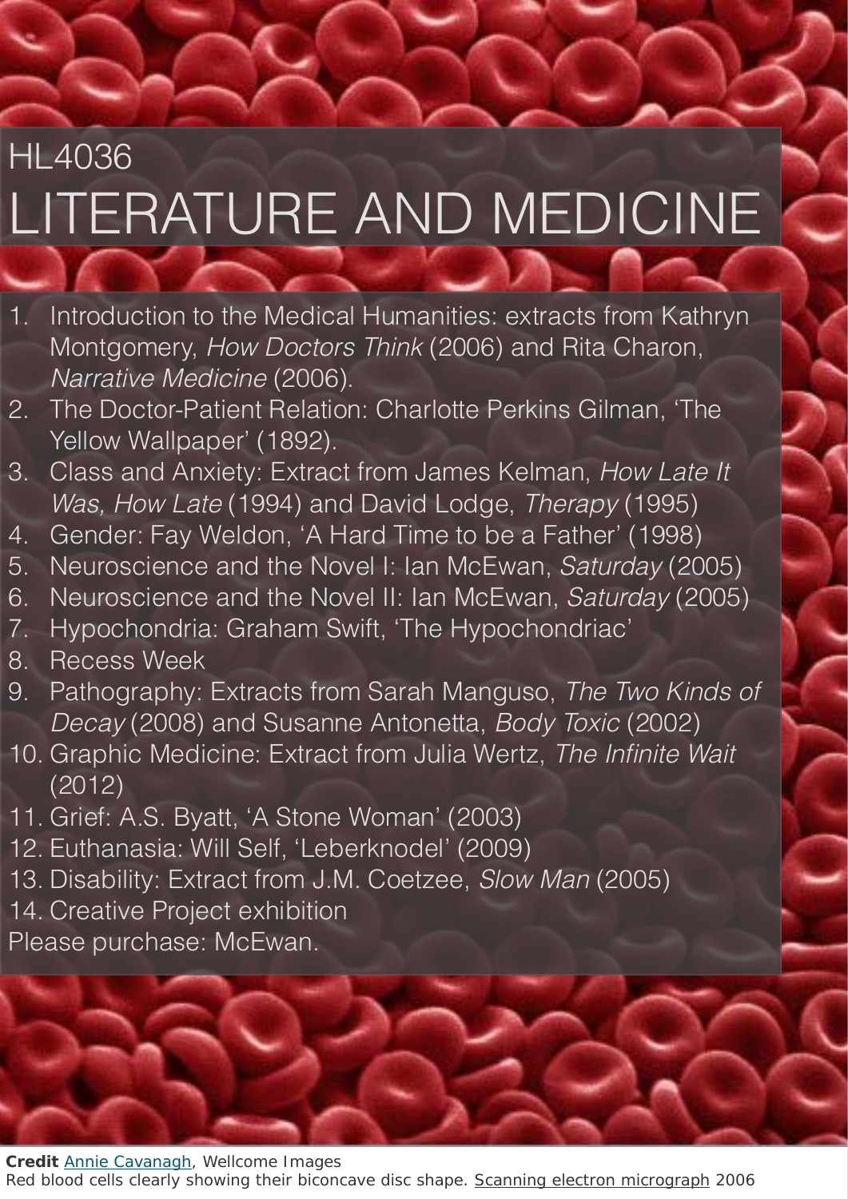# HL4036

# LITERATURE AND MEDICINE

1. Introduction to the Medical Humanities: extracts from Kathryn Montgomery, *How Doctors Think* (2006) and Rita Charon, *Narrative Medicine* (2006).
2. The Doctor-Patient Relation: Charlotte Perkins Gilman, 'The Yellow Wallpaper' (1892).
3. Class and Anxiety: Extract from James Kelman, *How Late It Was, How Late* (1994) and David Lodge, *Therapy* (1995)
4. Gender: Fay Weldon, 'A Hard Time to be a Father' (1998)
5. Neuroscience and the Novel I: Ian McEwan, *Saturday* (2005)
6. Neuroscience and the Novel II: Ian McEwan, *Saturday* (2005)
7. Hypochondria: Graham Swift, 'The Hypochondriac'
8. Recess Week
9. Pathography: Extracts from Sarah Manguso, *The Two Kinds of Decay* (2008) and Susanne Antonetta, *Body Toxic* (2002)
10. Graphic Medicine: Extract from Julia Wertz, *The Infinite Wait* (2012)
11. Grief: A.S. Byatt, 'A Stone Woman' (2003)
12. Euthanasia: Will Self, 'Leberknodel' (2009)
13. Disability: Extract from J.M. Coetzee, *Slow Man* (2005)
14. Creative Project exhibition

Please purchase: McEwan.

**Credit** Annie Cavanagh, Wellcome Images
Red blood cells clearly showing their biconcave disc shape. Scanning electron micrograph 2006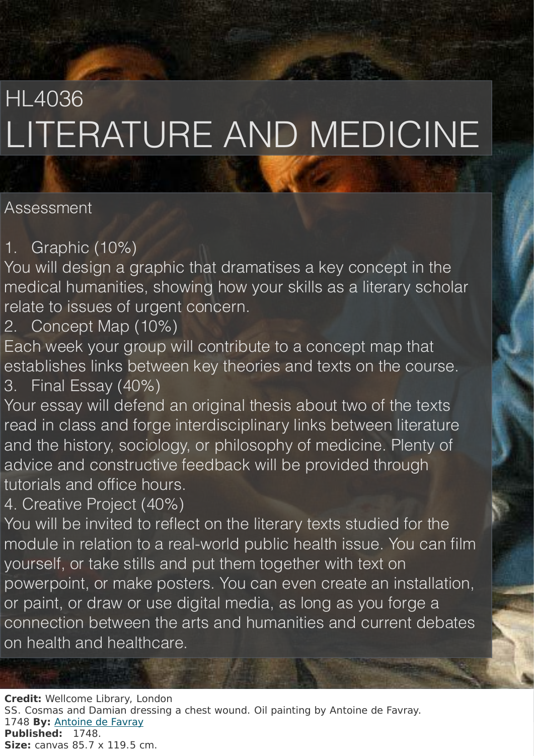# HL4036

# LITERATURE AND MEDICINE

## Assessment

1. Graphic (10%)

You will design a graphic that dramatises a key concept in the medical humanities, showing how your skills as a literary scholar relate to issues of urgent concern.

2. Concept Map (10%)

Each week your group will contribute to a concept map that establishes links between key theories and texts on the course.

3. Final Essay (40%)

Your essay will defend an original thesis about two of the texts read in class and forge interdisciplinary links between literature and the history, sociology, or philosophy of medicine. Plenty of advice and constructive feedback will be provided through tutorials and office hours.

4. Creative Project (40%)

You will be invited to reflect on the literary texts studied for the module in relation to a real-world public health issue. You can film yourself, or take stills and put them together with text on powerpoint, or make posters. You can even create an installation, or paint, or draw or use digital media, as long as you forge a connection between the arts and humanities and current debates on health and healthcare.

**Credit:** Wellcome Library, London
SS. Cosmas and Damian dressing a chest wound. Oil painting by Antoine de Favray.
1748 **By:** Antoine de Favray
**Published:** 1748.
**Size:** canvas 85.7 x 119.5 cm.